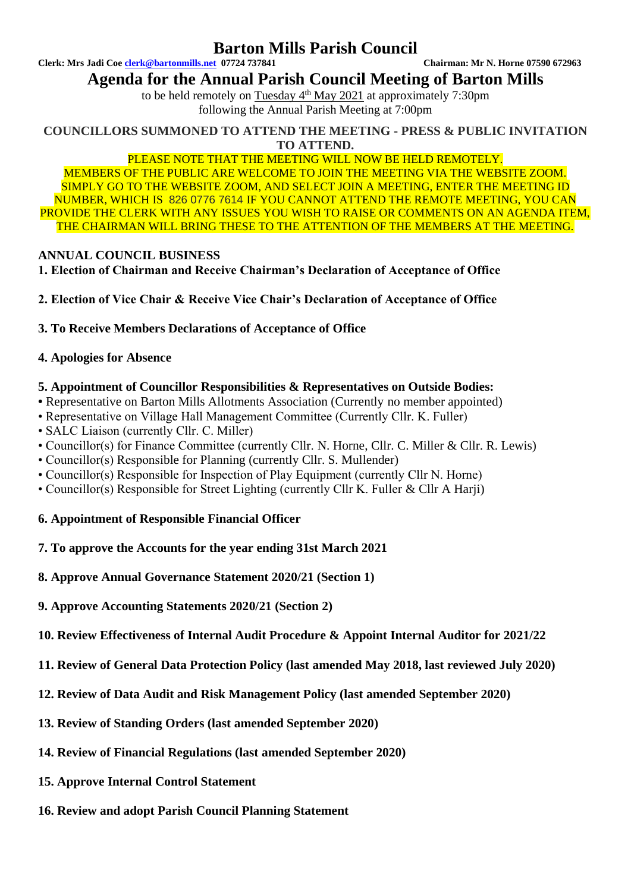# Barton Mills Parish Council

**Clerk: Mrs Jadi Coe clerk@bartonmills.net 07724 737841** **Chairman: Mr N. Horne 07590 672963**

## Agenda for the Annual Parish Council Meeting of Barton Mills

to be held remotely on Tuesday 4th May 2021 at approximately 7:30pm following the Annual Parish Meeting at 7:00pm

**COUNCILLORS SUMMONED TO ATTEND THE MEETING - PRESS & PUBLIC INVITATION TO ATTEND.**

PLEASE NOTE THAT THE MEETING WILL NOW BE HELD REMOTELY. MEMBERS OF THE PUBLIC ARE WELCOME TO JOIN THE MEETING VIA THE WEBSITE ZOOM. SIMPLY GO TO THE WEBSITE ZOOM, AND SELECT JOIN A MEETING, ENTER THE MEETING ID NUMBER, WHICH IS 826 0776 7614 IF YOU CANNOT ATTEND THE REMOTE MEETING, YOU CAN PROVIDE THE CLERK WITH ANY ISSUES YOU WISH TO RAISE OR COMMENTS ON AN AGENDA ITEM, THE CHAIRMAN WILL BRING THESE TO THE ATTENTION OF THE MEMBERS AT THE MEETING.

**ANNUAL COUNCIL BUSINESS**

**1. Election of Chairman and Receive Chairman's Declaration of Acceptance of Office**

**2. Election of Vice Chair & Receive Vice Chair's Declaration of Acceptance of Office**

**3. To Receive Members Declarations of Acceptance of Office**

**4. Apologies for Absence**

**5. Appointment of Councillor Responsibilities & Representatives on Outside Bodies:**

- Representative on Barton Mills Allotments Association (Currently no member appointed)
- Representative on Village Hall Management Committee (Currently Cllr. K. Fuller)
- SALC Liaison (currently Cllr. C. Miller)
- Councillor(s) for Finance Committee (currently Cllr. N. Horne, Cllr. C. Miller & Cllr. R. Lewis)
- Councillor(s) Responsible for Planning (currently Cllr. S. Mullender)
- Councillor(s) Responsible for Inspection of Play Equipment (currently Cllr N. Horne)
- Councillor(s) Responsible for Street Lighting (currently Cllr K. Fuller & Cllr A Harji)

**6. Appointment of Responsible Financial Officer**

**7. To approve the Accounts for the year ending 31st March 2021**

**8. Approve Annual Governance Statement 2020/21 (Section 1)**

**9. Approve Accounting Statements 2020/21 (Section 2)**

**10. Review Effectiveness of Internal Audit Procedure & Appoint Internal Auditor for 2021/22**

**11. Review of General Data Protection Policy (last amended May 2018, last reviewed July 2020)**

**12. Review of Data Audit and Risk Management Policy (last amended September 2020)**

**13. Review of Standing Orders (last amended September 2020)**

**14. Review of Financial Regulations (last amended September 2020)**

**15. Approve Internal Control Statement**

**16. Review and adopt Parish Council Planning Statement**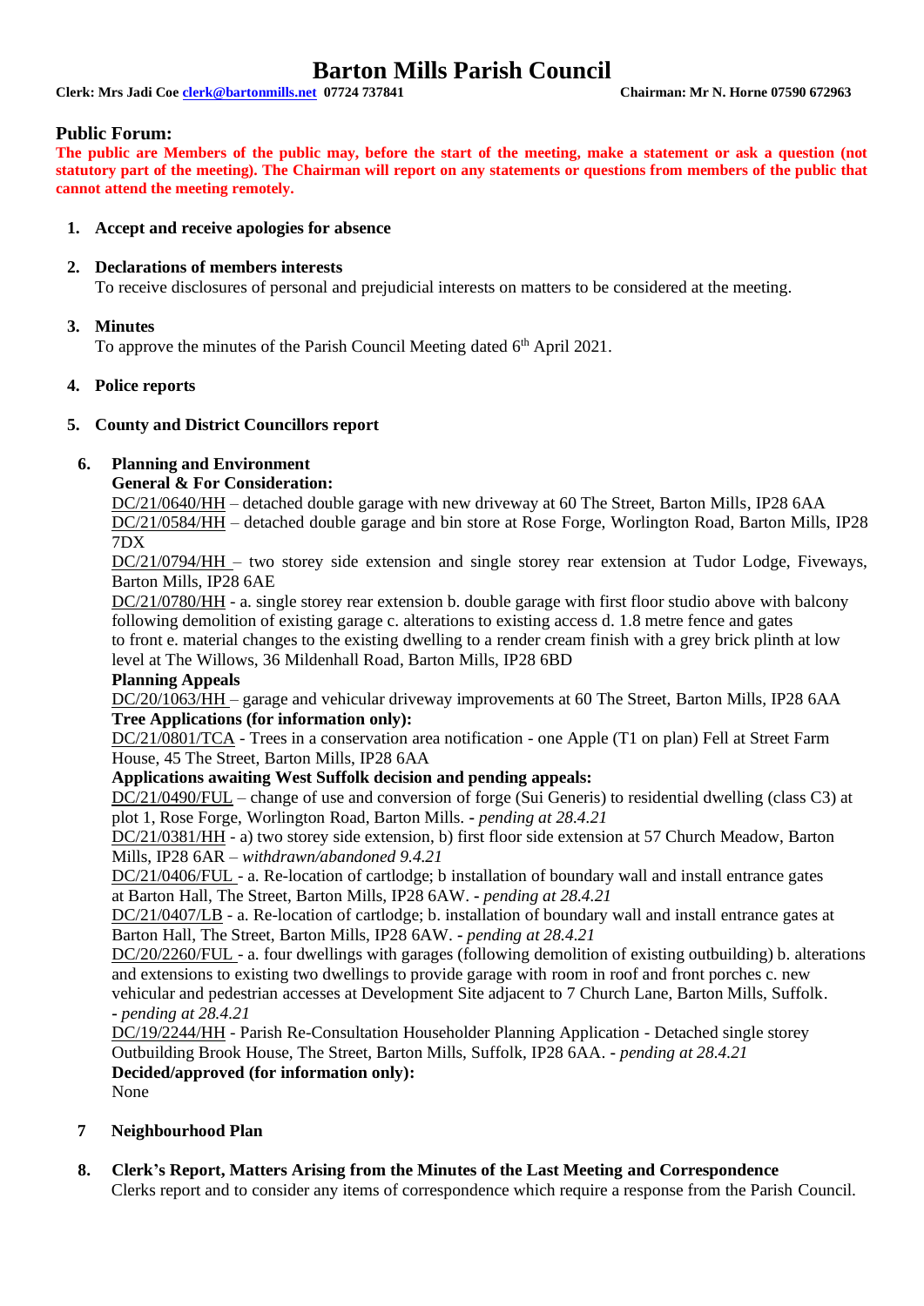# Barton Mills Parish Council

**Clerk: Mrs Jadi Coe clerk@bartonmills.net 07724 737841** **Chairman: Mr N. Horne 07590 672963**

## Public Forum:

**The public are Members of the public may, before the start of the meeting, make a statement or ask a question (not statutory part of the meeting). The Chairman will report on any statements or questions from members of the public that cannot attend the meeting remotely.**

1. **Accept and receive apologies for absence**

2. **Declarations of members interests**
   To receive disclosures of personal and prejudicial interests on matters to be considered at the meeting.

3. **Minutes**
   To approve the minutes of the Parish Council Meeting dated 6th April 2021.

4. **Police reports**

5. **County and District Councillors report**

6. **Planning and Environment**
   **General & For Consideration:**
   DC/21/0640/HH – detached double garage with new driveway at 60 The Street, Barton Mills, IP28 6AA
   DC/21/0584/HH – detached double garage and bin store at Rose Forge, Worlington Road, Barton Mills, IP28 7DX
   DC/21/0794/HH – two storey side extension and single storey rear extension at Tudor Lodge, Fiveways, Barton Mills, IP28 6AE
   DC/21/0780/HH - a. single storey rear extension b. double garage with first floor studio above with balcony following demolition of existing garage c. alterations to existing access d. 1.8 metre fence and gates to front e. material changes to the existing dwelling to a render cream finish with a grey brick plinth at low level at The Willows, 36 Mildenhall Road, Barton Mills, IP28 6BD
   **Planning Appeals**
   DC/20/1063/HH – garage and vehicular driveway improvements at 60 The Street, Barton Mills, IP28 6AA
   **Tree Applications (for information only):**
   DC/21/0801/TCA - Trees in a conservation area notification - one Apple (T1 on plan) Fell at Street Farm House, 45 The Street, Barton Mills, IP28 6AA
   **Applications awaiting West Suffolk decision and pending appeals:**
   DC/21/0490/FUL – change of use and conversion of forge (Sui Generis) to residential dwelling (class C3) at plot 1, Rose Forge, Worlington Road, Barton Mills. - *pending at 28.4.21*
   DC/21/0381/HH - a) two storey side extension, b) first floor side extension at 57 Church Meadow, Barton Mills, IP28 6AR – *withdrawn/abandoned 9.4.21*
   DC/21/0406/FUL - a. Re-location of cartlodge; b installation of boundary wall and install entrance gates at Barton Hall, The Street, Barton Mills, IP28 6AW. - *pending at 28.4.21*
   DC/21/0407/LB - a. Re-location of cartlodge; b. installation of boundary wall and install entrance gates at Barton Hall, The Street, Barton Mills, IP28 6AW. - *pending at 28.4.21*
   DC/20/2260/FUL - a. four dwellings with garages (following demolition of existing outbuilding) b. alterations and extensions to existing two dwellings to provide garage with room in roof and front porches c. new vehicular and pedestrian accesses at Development Site adjacent to 7 Church Lane, Barton Mills, Suffolk. - *pending at 28.4.21*
   DC/19/2244/HH - Parish Re-Consultation Householder Planning Application - Detached single storey Outbuilding Brook House, The Street, Barton Mills, Suffolk, IP28 6AA. - *pending at 28.4.21*
   **Decided/approved (for information only):**
   None

7. **Neighbourhood Plan**

8. **Clerk's Report, Matters Arising from the Minutes of the Last Meeting and Correspondence**
   Clerks report and to consider any items of correspondence which require a response from the Parish Council.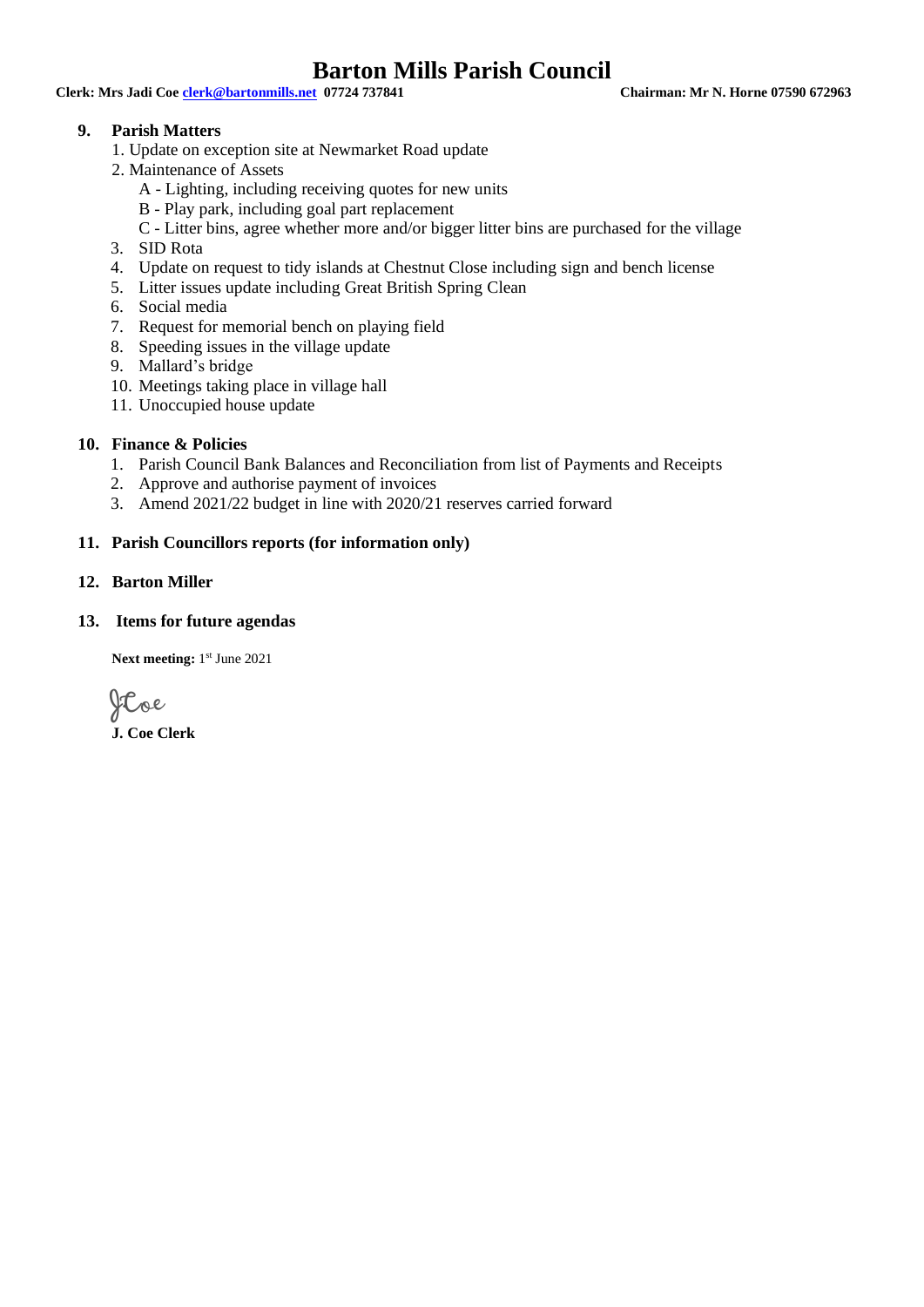# Barton Mills Parish Council

**Clerk: Mrs Jadi Coe clerk@bartonmills.net 07724 737841** **Chairman: Mr N. Horne 07590 672963**

**9. Parish Matters**

1. Update on exception site at Newmarket Road update
2. Maintenance of Assets
   - A - Lighting, including receiving quotes for new units
   - B - Play park, including goal part replacement
   - C - Litter bins, agree whether more and/or bigger litter bins are purchased for the village
3. SID Rota
4. Update on request to tidy islands at Chestnut Close including sign and bench license
5. Litter issues update including Great British Spring Clean
6. Social media
7. Request for memorial bench on playing field
8. Speeding issues in the village update
9. Mallard's bridge
10. Meetings taking place in village hall
11. Unoccupied house update

**10. Finance & Policies**

1. Parish Council Bank Balances and Reconciliation from list of Payments and Receipts
2. Approve and authorise payment of invoices
3. Amend 2021/22 budget in line with 2020/21 reserves carried forward

**11. Parish Councillors reports (for information only)**

**12. Barton Miller**

**13. Items for future agendas**

**Next meeting:** 1st June 2021

JCoe

**J. Coe Clerk**